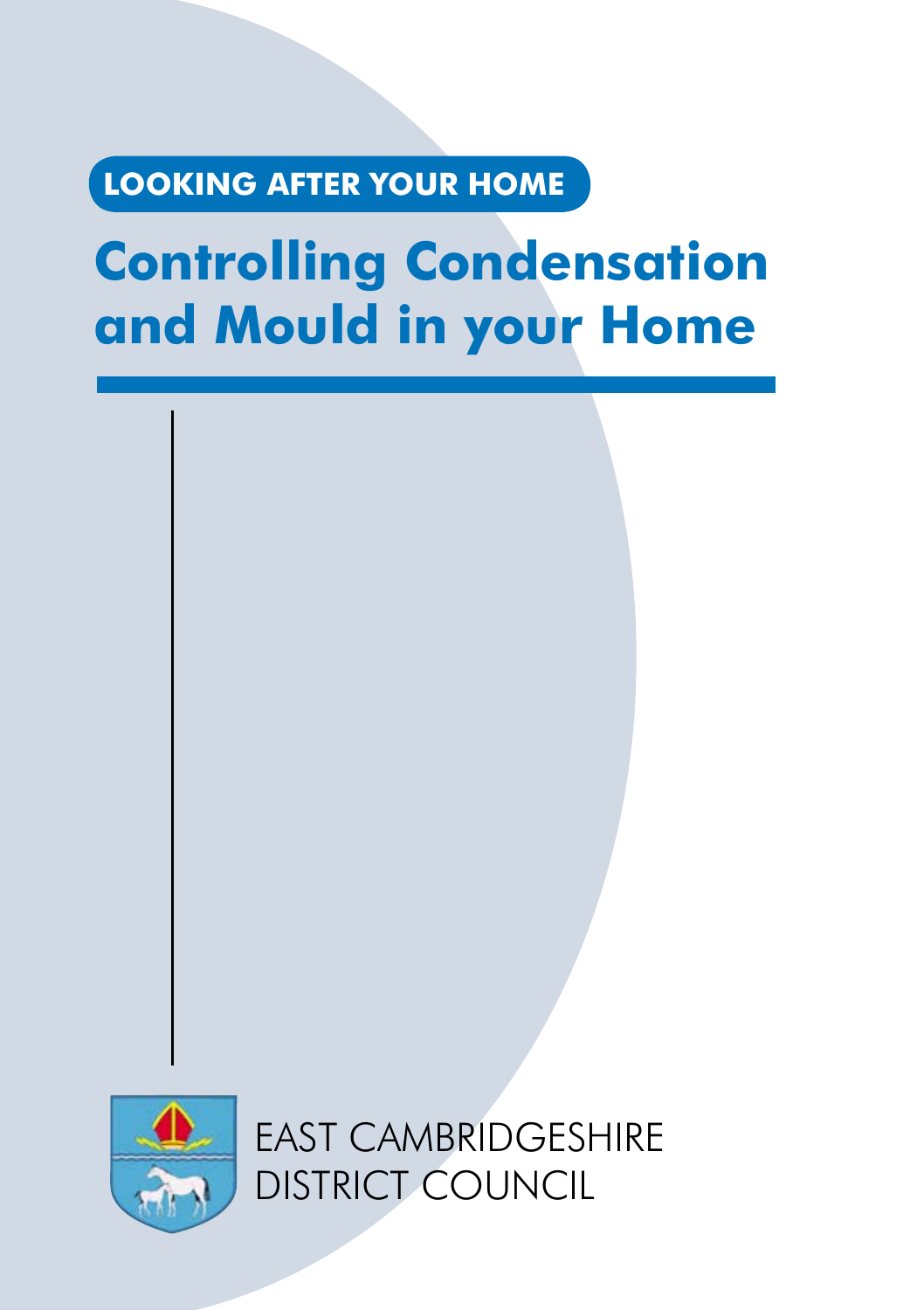LOOKING AFTER YOUR HOME

# Controlling Condensation and Mould in your Home

EAST CAMBRIDGESHIRE DISTRICT COUNCIL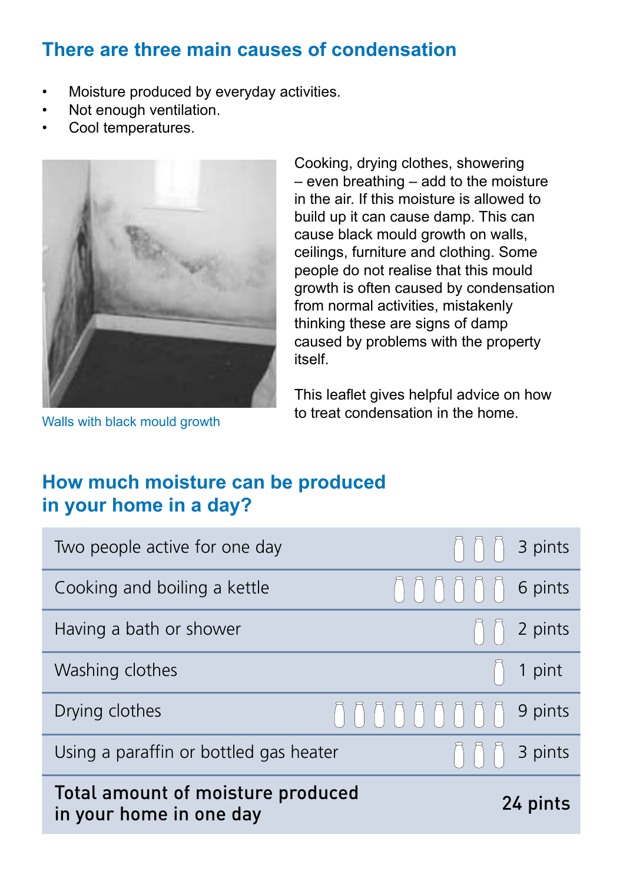## There are three main causes of condensation

- Moisture produced by everyday activities.
- Not enough ventilation.
- Cool temperatures.

Walls with black mould growth

Cooking, drying clothes, showering – even breathing – add to the moisture in the air. If this moisture is allowed to build up it can cause damp. This can cause black mould growth on walls, ceilings, furniture and clothing. Some people do not realise that this mould growth is often caused by condensation from normal activities, mistakenly thinking these are signs of damp caused by problems with the property itself.

This leaflet gives helpful advice on how to treat condensation in the home.

## How much moisture can be produced in your home in a day?

| Activity | Amount |
|---|---|
| Two people active for one day | 3 pints |
| Cooking and boiling a kettle | 6 pints |
| Having a bath or shower | 2 pints |
| Washing clothes | 1 pint |
| Drying clothes | 9 pints |
| Using a paraffin or bottled gas heater | 3 pints |
| **Total amount of moisture produced in your home in one day** | **24 pints** |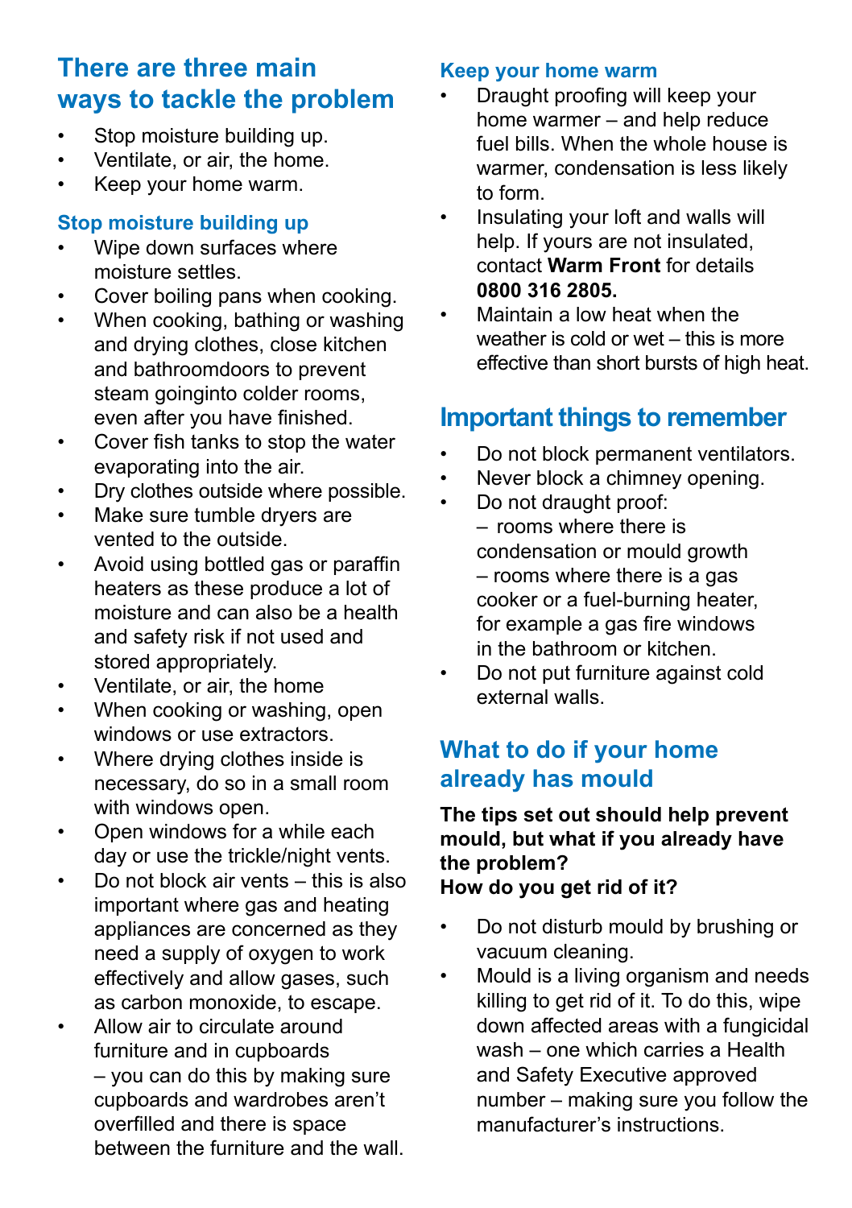## There are three main ways to tackle the problem

- Stop moisture building up.
- Ventilate, or air, the home.
- Keep your home warm.

### Stop moisture building up

- Wipe down surfaces where moisture settles.
- Cover boiling pans when cooking.
- When cooking, bathing or washing and drying clothes, close kitchen and bathroomdoors to prevent steam goinginto colder rooms, even after you have finished.
- Cover fish tanks to stop the water evaporating into the air.
- Dry clothes outside where possible.
- Make sure tumble dryers are vented to the outside.
- Avoid using bottled gas or paraffin heaters as these produce a lot of moisture and can also be a health and safety risk if not used and stored appropriately.
- Ventilate, or air, the home
- When cooking or washing, open windows or use extractors.
- Where drying clothes inside is necessary, do so in a small room with windows open.
- Open windows for a while each day or use the trickle/night vents.
- Do not block air vents – this is also important where gas and heating appliances are concerned as they need a supply of oxygen to work effectively and allow gases, such as carbon monoxide, to escape.
- Allow air to circulate around furniture and in cupboards – you can do this by making sure cupboards and wardrobes aren't overfilled and there is space between the furniture and the wall.

### Keep your home warm

- Draught proofing will keep your home warmer – and help reduce fuel bills. When the whole house is warmer, condensation is less likely to form.
- Insulating your loft and walls will help. If yours are not insulated, contact **Warm Front** for details **0800 316 2805.**
- Maintain a low heat when the weather is cold or wet – this is more effective than short bursts of high heat.

## Important things to remember

- Do not block permanent ventilators.
- Never block a chimney opening.
- Do not draught proof:
  – rooms where there is condensation or mould growth
  – rooms where there is a gas cooker or a fuel-burning heater, for example a gas fire windows in the bathroom or kitchen.
- Do not put furniture against cold external walls.

## What to do if your home already has mould

**The tips set out should help prevent mould, but what if you already have the problem?**
**How do you get rid of it?**

- Do not disturb mould by brushing or vacuum cleaning.
- Mould is a living organism and needs killing to get rid of it. To do this, wipe down affected areas with a fungicidal wash – one which carries a Health and Safety Executive approved number – making sure you follow the manufacturer's instructions.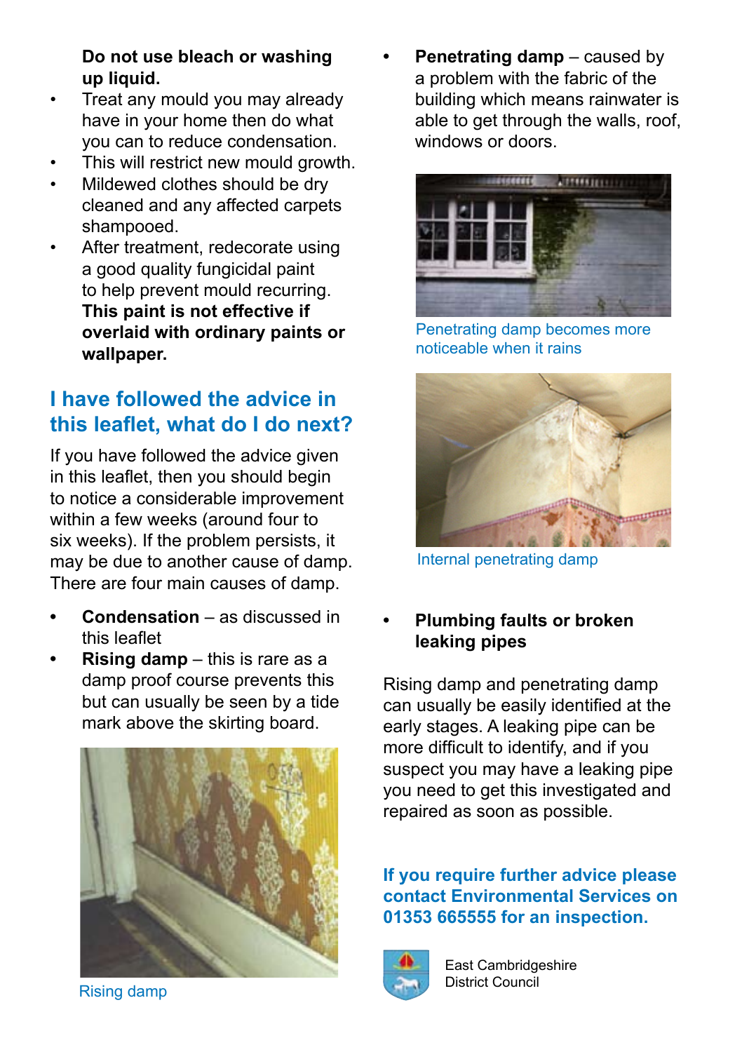**Do not use bleach or washing up liquid.**

- Treat any mould you may already have in your home then do what you can to reduce condensation.
- This will restrict new mould growth.
- Mildewed clothes should be dry cleaned and any affected carpets shampooed.
- After treatment, redecorate using a good quality fungicidal paint to help prevent mould recurring. **This paint is not effective if overlaid with ordinary paints or wallpaper.**

## I have followed the advice in this leaflet, what do I do next?

If you have followed the advice given in this leaflet, then you should begin to notice a considerable improvement within a few weeks (around four to six weeks). If the problem persists, it may be due to another cause of damp. There are four main causes of damp.

- **Condensation** – as discussed in this leaflet
- **Rising damp** – this is rare as a damp proof course prevents this but can usually be seen by a tide mark above the skirting board.

Rising damp

- **Penetrating damp** – caused by a problem with the fabric of the building which means rainwater is able to get through the walls, roof, windows or doors.

Penetrating damp becomes more noticeable when it rains

Internal penetrating damp

- **Plumbing faults or broken leaking pipes**

Rising damp and penetrating damp can usually be easily identified at the early stages. A leaking pipe can be more difficult to identify, and if you suspect you may have a leaking pipe you need to get this investigated and repaired as soon as possible.

**If you require further advice please contact Environmental Services on 01353 665555 for an inspection.**

East Cambridgeshire District Council